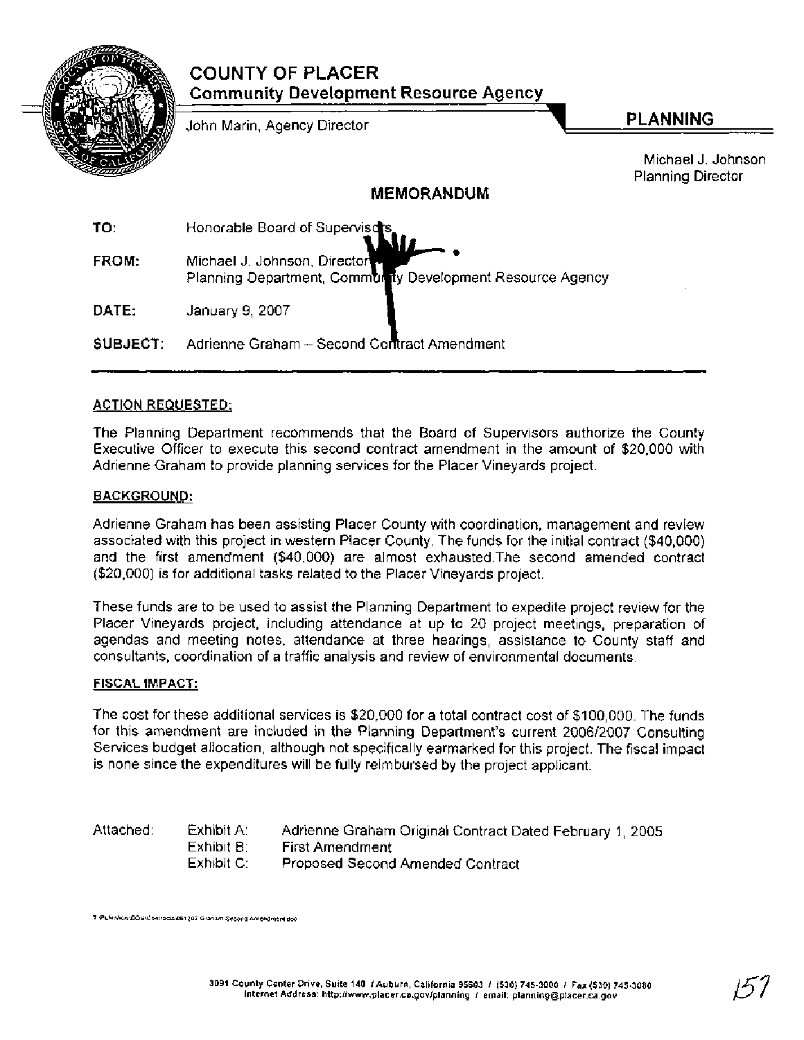# COUNTY OF PLACER

**Community Development Resource Agency**

John Marin, Agency Director

**PLANNING**

Michael J. Johnson
Planning Director

## MEMORANDUM

**TO:** Honorable Board of Supervisors

**FROM:** Michael J. Johnson, Director
Planning Department, Community Development Resource Agency

**DATE:** January 9, 2007

**SUBJECT:** Adrienne Graham – Second Contract Amendment

**ACTION REQUESTED:**

The Planning Department recommends that the Board of Supervisors authorize the County Executive Officer to execute this second contract amendment in the amount of $20,000 with Adrienne Graham to provide planning services for the Placer Vineyards project.

**BACKGROUND:**

Adrienne Graham has been assisting Placer County with coordination, management and review associated with this project in western Placer County. The funds for the initial contract ($40,000) and the first amendment ($40,000) are almost exhausted.The second amended contract ($20,000) is for additional tasks related to the Placer Vineyards project.

These funds are to be used to assist the Planning Department to expedite project review for the Placer Vineyards project, including attendance at up to 20 project meetings, preparation of agendas and meeting notes, attendance at three hearings, assistance to County staff and consultants, coordination of a traffic analysis and review of environmental documents.

**FISCAL IMPACT:**

The cost for these additional services is $20,000 for a total contract cost of $100,000. The funds for this amendment are included in the Planning Department's current 2006/2007 Consulting Services budget allocation, although not specifically earmarked for this project. The fiscal impact is none since the expenditures will be fully reimbursed by the project applicant.

Attached:
- Exhibit A: Adrienne Graham Original Contract Dated February 1, 2005
- Exhibit B: First Amendment
- Exhibit C: Proposed Second Amended Contract

T:\PLN\Vicki\BOS\Contracts\061207 Graham Second Amendment.doc

3091 County Center Drive, Suite 140 / Auburn, California 95603 / (530) 745-3000 / Fax (530) 745-3080
Internet Address: http://www.placer.ca.gov/planning / email: planning@placer.ca.gov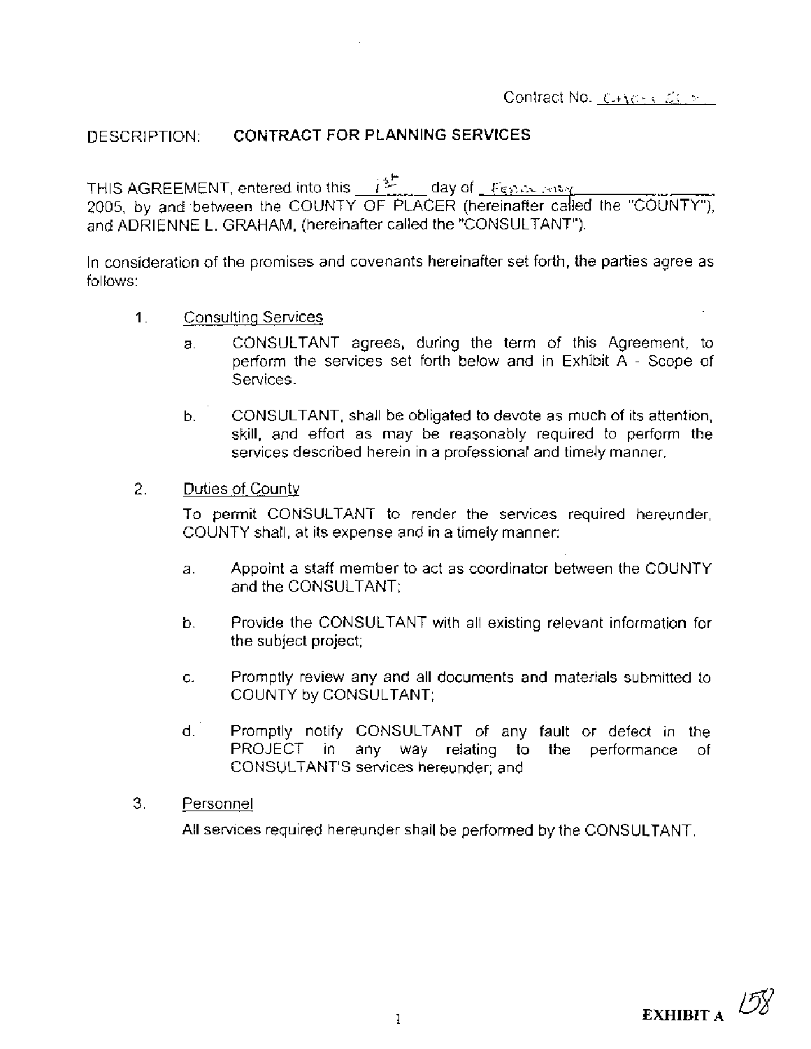Contract No. CN0__ ____

DESCRIPTION: **CONTRACT FOR PLANNING SERVICES**

THIS AGREEMENT, entered into this 1st day of February 2005, by and between the COUNTY OF PLACER (hereinafter called the "COUNTY"), and ADRIENNE L. GRAHAM, (hereinafter called the "CONSULTANT").

In consideration of the promises and covenants hereinafter set forth, the parties agree as follows:

1. Consulting Services

   a. CONSULTANT agrees, during the term of this Agreement, to perform the services set forth below and in Exhibit A - Scope of Services.

   b. CONSULTANT, shall be obligated to devote as much of its attention, skill, and effort as may be reasonably required to perform the services described herein in a professional and timely manner.

2. Duties of County

   To permit CONSULTANT to render the services required hereunder, COUNTY shall, at its expense and in a timely manner:

   a. Appoint a staff member to act as coordinator between the COUNTY and the CONSULTANT;

   b. Provide the CONSULTANT with all existing relevant information for the subject project;

   c. Promptly review any and all documents and materials submitted to COUNTY by CONSULTANT;

   d. Promptly notify CONSULTANT of any fault or defect in the PROJECT in any way relating to the performance of CONSULTANT'S services hereunder; and

3. Personnel

   All services required hereunder shall be performed by the CONSULTANT.

**EXHIBIT A**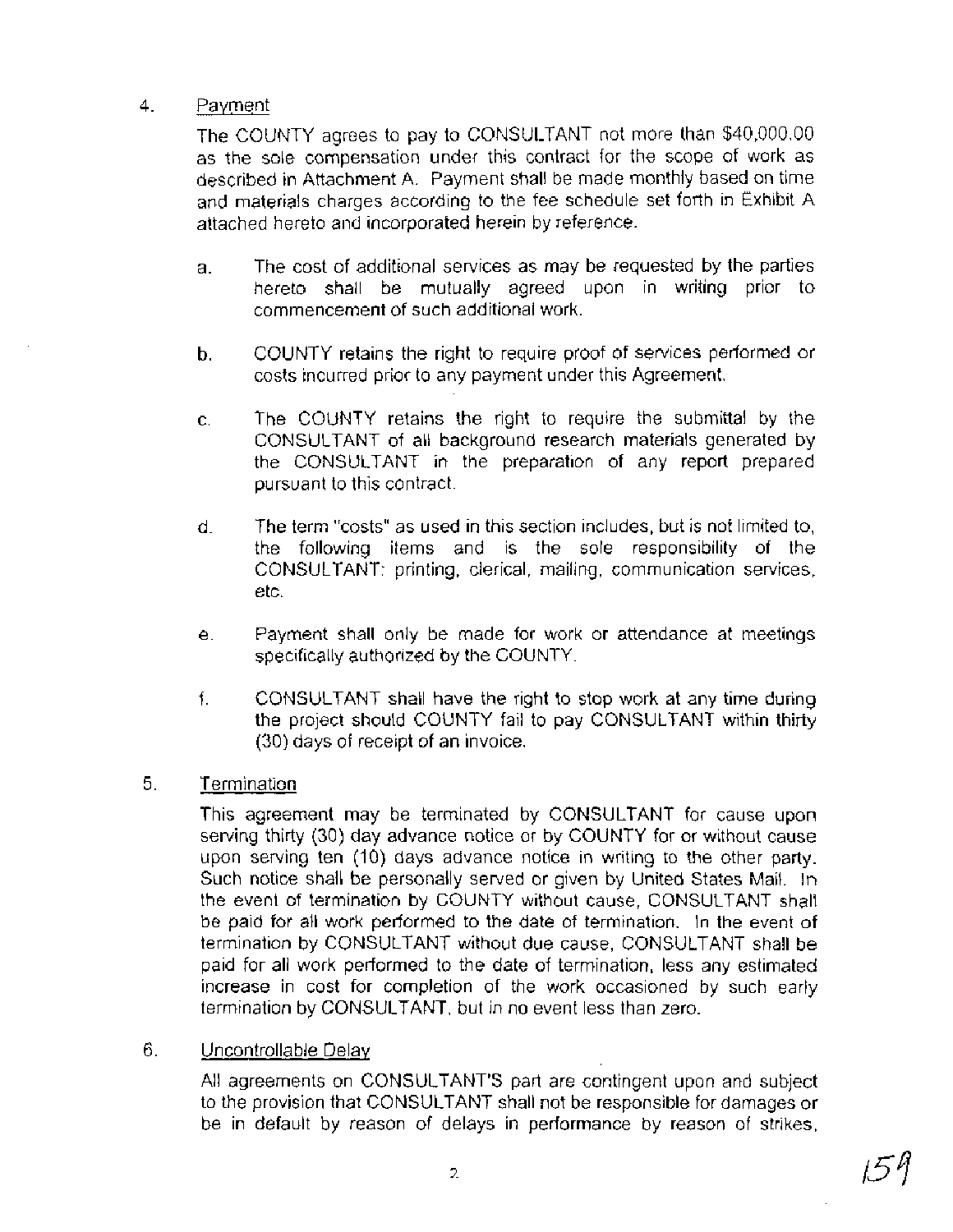4. Payment

The COUNTY agrees to pay to CONSULTANT not more than $40,000.00 as the sole compensation under this contract for the scope of work as described in Attachment A. Payment shall be made monthly based on time and materials charges according to the fee schedule set forth in Exhibit A attached hereto and incorporated herein by reference.

a. The cost of additional services as may be requested by the parties hereto shall be mutually agreed upon in writing prior to commencement of such additional work.

b. COUNTY retains the right to require proof of services performed or costs incurred prior to any payment under this Agreement.

c. The COUNTY retains the right to require the submittal by the CONSULTANT of all background research materials generated by the CONSULTANT in the preparation of any report prepared pursuant to this contract.

d. The term "costs" as used in this section includes, but is not limited to, the following items and is the sole responsibility of the CONSULTANT: printing, clerical, mailing, communication services, etc.

e. Payment shall only be made for work or attendance at meetings specifically authorized by the COUNTY.

f. CONSULTANT shall have the right to stop work at any time during the project should COUNTY fail to pay CONSULTANT within thirty (30) days of receipt of an invoice.

5. Termination

This agreement may be terminated by CONSULTANT for cause upon serving thirty (30) day advance notice or by COUNTY for or without cause upon serving ten (10) days advance notice in writing to the other party. Such notice shall be personally served or given by United States Mail. In the event of termination by COUNTY without cause, CONSULTANT shall be paid for all work performed to the date of termination. In the event of termination by CONSULTANT without due cause, CONSULTANT shall be paid for all work performed to the date of termination, less any estimated increase in cost for completion of the work occasioned by such early termination by CONSULTANT, but in no event less than zero.

6. Uncontrollable Delay

All agreements on CONSULTANT'S part are contingent upon and subject to the provision that CONSULTANT shall not be responsible for damages or be in default by reason of delays in performance by reason of strikes,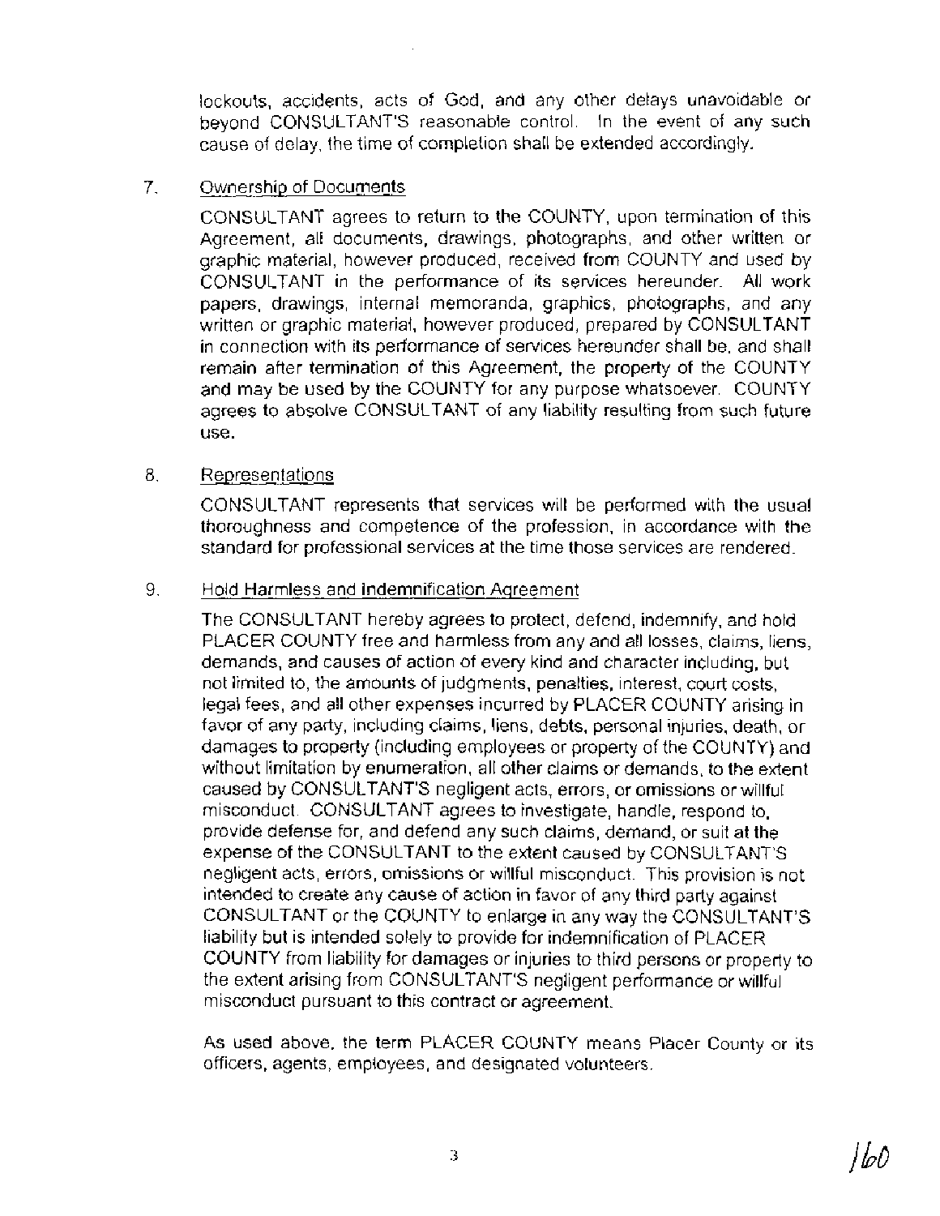lockouts, accidents, acts of God, and any other delays unavoidable or beyond CONSULTANT'S reasonable control. In the event of any such cause of delay, the time of completion shall be extended accordingly.

7. Ownership of Documents

CONSULTANT agrees to return to the COUNTY, upon termination of this Agreement, all documents, drawings, photographs, and other written or graphic material, however produced, received from COUNTY and used by CONSULTANT in the performance of its services hereunder. All work papers, drawings, internal memoranda, graphics, photographs, and any written or graphic material, however produced, prepared by CONSULTANT in connection with its performance of services hereunder shall be, and shall remain after termination of this Agreement, the property of the COUNTY and may be used by the COUNTY for any purpose whatsoever. COUNTY agrees to absolve CONSULTANT of any liability resulting from such future use.

8. Representations

CONSULTANT represents that services will be performed with the usual thoroughness and competence of the profession, in accordance with the standard for professional services at the time those services are rendered.

9. Hold Harmless and indemnification Agreement

The CONSULTANT hereby agrees to protect, defend, indemnify, and hold PLACER COUNTY free and harmless from any and all losses, claims, liens, demands, and causes of action of every kind and character including, but not limited to, the amounts of judgments, penalties, interest, court costs, legal fees, and all other expenses incurred by PLACER COUNTY arising in favor of any party, including claims, liens, debts, personal injuries, death, or damages to property (including employees or property of the COUNTY) and without limitation by enumeration, all other claims or demands, to the extent caused by CONSULTANT'S negligent acts, errors, or omissions or willful misconduct. CONSULTANT agrees to investigate, handle, respond to, provide defense for, and defend any such claims, demand, or suit at the expense of the CONSULTANT to the extent caused by CONSULTANT'S negligent acts, errors, omissions or willful misconduct. This provision is not intended to create any cause of action in favor of any third party against CONSULTANT or the COUNTY to enlarge in any way the CONSULTANT'S liability but is intended solely to provide for indemnification of PLACER COUNTY from liability for damages or injuries to third persons or property to the extent arising from CONSULTANT'S negligent performance or willful misconduct pursuant to this contract or agreement.

As used above, the term PLACER COUNTY means Placer County or its officers, agents, employees, and designated volunteers.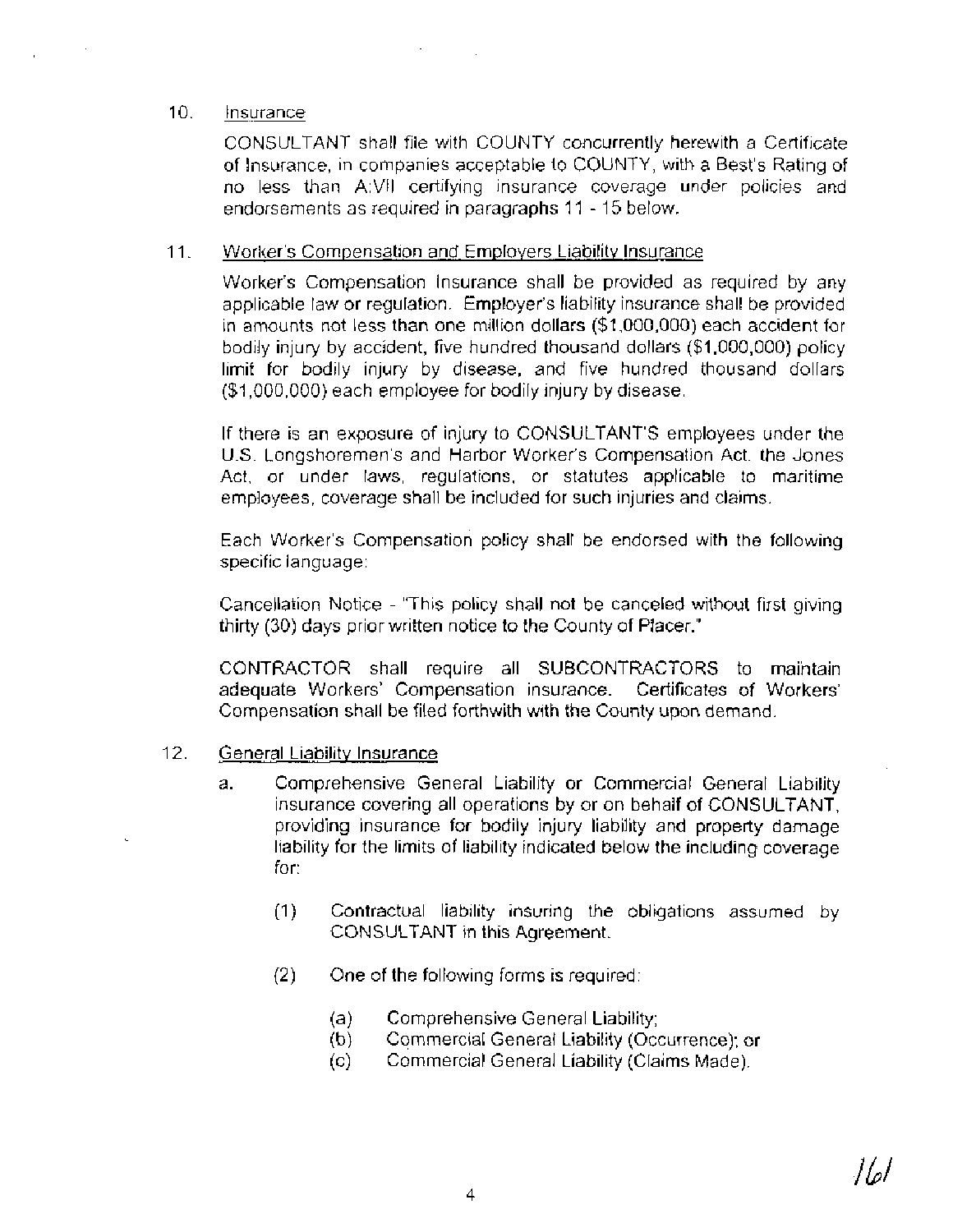10. Insurance

CONSULTANT shall file with COUNTY concurrently herewith a Certificate of Insurance, in companies acceptable to COUNTY, with a Best's Rating of no less than A:VII certifying insurance coverage under policies and endorsements as required in paragraphs 11 - 15 below.

11. Worker's Compensation and Employers Liability Insurance

Worker's Compensation Insurance shall be provided as required by any applicable law or regulation. Employer's liability insurance shall be provided in amounts not less than one million dollars ($1,000,000) each accident for bodily injury by accident, five hundred thousand dollars ($1,000,000) policy limit for bodily injury by disease, and five hundred thousand dollars ($1,000,000) each employee for bodily injury by disease.

If there is an exposure of injury to CONSULTANT'S employees under the U.S. Longshoremen's and Harbor Worker's Compensation Act, the Jones Act, or under laws, regulations, or statutes applicable to maritime employees, coverage shall be included for such injuries and claims.

Each Worker's Compensation policy shall be endorsed with the following specific language:

Cancellation Notice - "This policy shall not be canceled without first giving thirty (30) days prior written notice to the County of Placer."

CONTRACTOR shall require all SUBCONTRACTORS to maintain adequate Workers' Compensation insurance. Certificates of Workers' Compensation shall be filed forthwith with the County upon demand.

12. General Liability Insurance

a. Comprehensive General Liability or Commercial General Liability insurance covering all operations by or on behalf of CONSULTANT, providing insurance for bodily injury liability and property damage liability for the limits of liability indicated below the including coverage for:

   (1) Contractual liability insuring the obligations assumed by CONSULTANT in this Agreement.

   (2) One of the following forms is required:

      (a) Comprehensive General Liability;
      (b) Commercial General Liability (Occurrence); or
      (c) Commercial General Liability (Claims Made).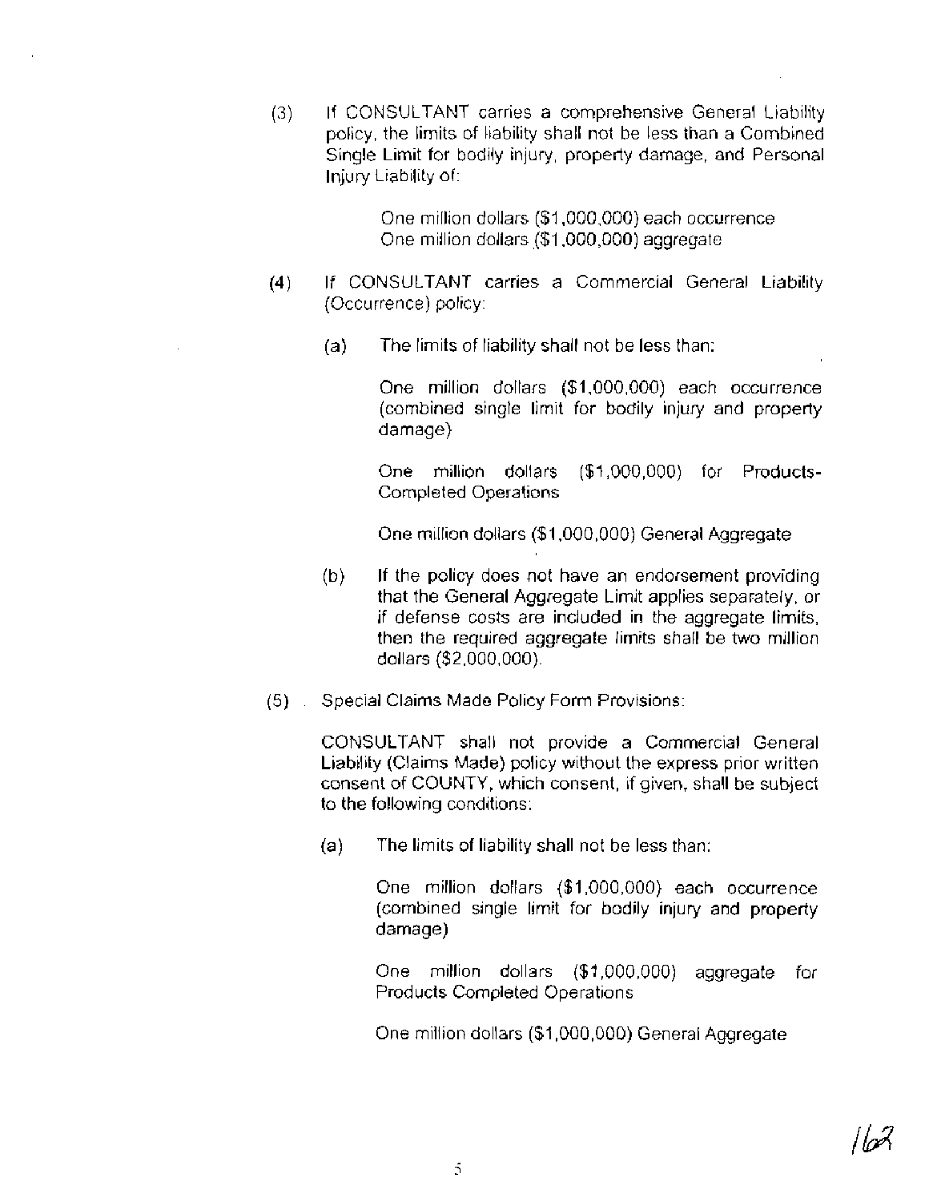(3) If CONSULTANT carries a comprehensive General Liability policy, the limits of liability shall not be less than a Combined Single Limit for bodily injury, property damage, and Personal Injury Liability of:

> One million dollars ($1,000,000) each occurrence
> One million dollars ($1,000,000) aggregate

(4) If CONSULTANT carries a Commercial General Liability (Occurrence) policy:

(a) The limits of liability shall not be less than:

> One million dollars ($1,000,000) each occurrence (combined single limit for bodily injury and property damage)
>
> One million dollars ($1,000,000) for Products-Completed Operations
>
> One million dollars ($1,000,000) General Aggregate

(b) If the policy does not have an endorsement providing that the General Aggregate Limit applies separately, or if defense costs are included in the aggregate limits, then the required aggregate limits shall be two million dollars ($2,000,000).

(5) Special Claims Made Policy Form Provisions:

CONSULTANT shall not provide a Commercial General Liability (Claims Made) policy without the express prior written consent of COUNTY, which consent, if given, shall be subject to the following conditions:

(a) The limits of liability shall not be less than:

> One million dollars ($1,000,000) each occurrence (combined single limit for bodily injury and property damage)
>
> One million dollars ($1,000,000) aggregate for Products Completed Operations
>
> One million dollars ($1,000,000) General Aggregate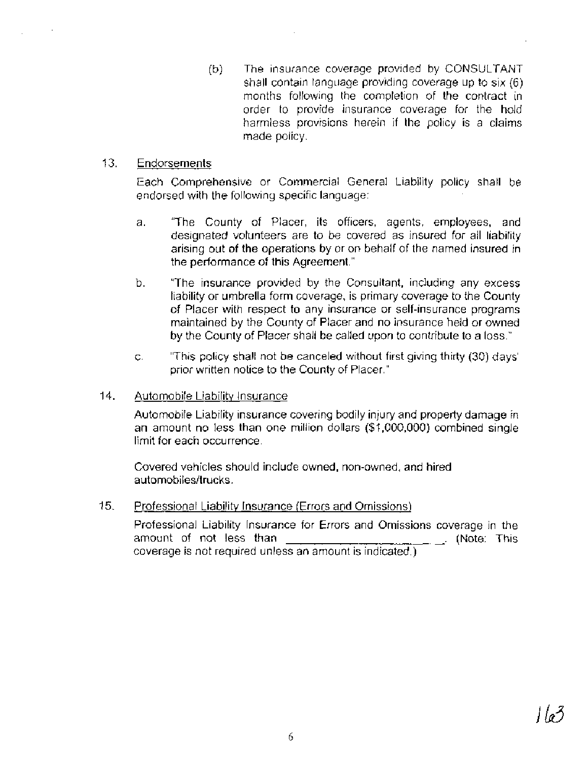(b) The insurance coverage provided by CONSULTANT shall contain language providing coverage up to six (6) months following the completion of the contract in order to provide insurance coverage for the hold harmless provisions herein if the policy is a claims made policy.

13. Endorsements

Each Comprehensive or Commercial General Liability policy shall be endorsed with the following specific language:

a. "The County of Placer, its officers, agents, employees, and designated volunteers are to be covered as insured for all liability arising out of the operations by or on behalf of the named insured in the performance of this Agreement."

b. "The insurance provided by the Consultant, including any excess liability or umbrella form coverage, is primary coverage to the County of Placer with respect to any insurance or self-insurance programs maintained by the County of Placer and no insurance held or owned by the County of Placer shall be called upon to contribute to a loss."

c. "This policy shall not be canceled without first giving thirty (30) days' prior written notice to the County of Placer."

14. Automobile Liability Insurance

Automobile Liability insurance covering bodily injury and property damage in an amount no less than one million dollars ($1,000,000) combined single limit for each occurrence.

Covered vehicles should include owned, non-owned, and hired automobiles/trucks.

15. Professional Liability Insurance (Errors and Omissions)

Professional Liability Insurance for Errors and Omissions coverage in the amount of not less than ______________________. (Note: This coverage is not required unless an amount is indicated.)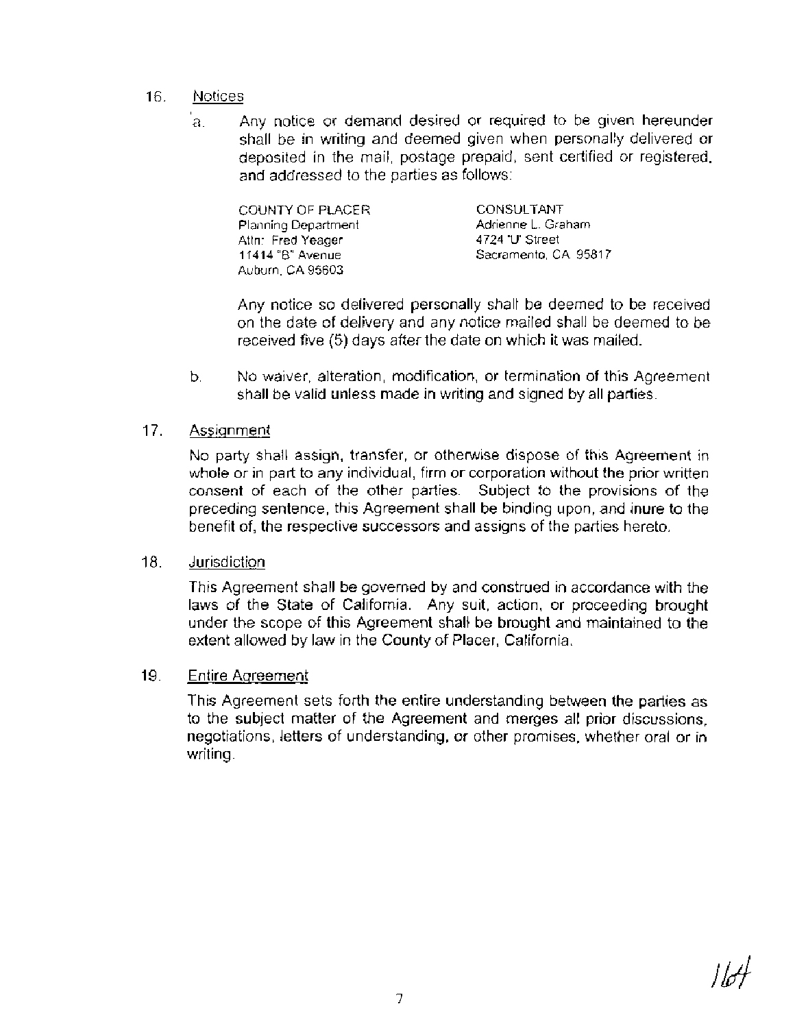16. Notices

a. Any notice or demand desired or required to be given hereunder shall be in writing and deemed given when personally delivered or deposited in the mail, postage prepaid, sent certified or registered, and addressed to the parties as follows:

| COUNTY OF PLACER | CONSULTANT |
|---|---|
| Planning Department | Adrienne L. Graham |
| Attn: Fred Yeager | 4724 "U" Street |
| 11414 "B" Avenue | Sacramento, CA 95817 |
| Auburn, CA 95603 | |

Any notice so delivered personally shall be deemed to be received on the date of delivery and any notice mailed shall be deemed to be received five (5) days after the date on which it was mailed.

b. No waiver, alteration, modification, or termination of this Agreement shall be valid unless made in writing and signed by all parties.

17. Assignment

No party shall assign, transfer, or otherwise dispose of this Agreement in whole or in part to any individual, firm or corporation without the prior written consent of each of the other parties. Subject to the provisions of the preceding sentence, this Agreement shall be binding upon, and inure to the benefit of, the respective successors and assigns of the parties hereto.

18. Jurisdiction

This Agreement shall be governed by and construed in accordance with the laws of the State of California. Any suit, action, or proceeding brought under the scope of this Agreement shall be brought and maintained to the extent allowed by law in the County of Placer, California.

19. Entire Agreement

This Agreement sets forth the entire understanding between the parties as to the subject matter of the Agreement and merges all prior discussions, negotiations, letters of understanding, or other promises, whether oral or in writing.

164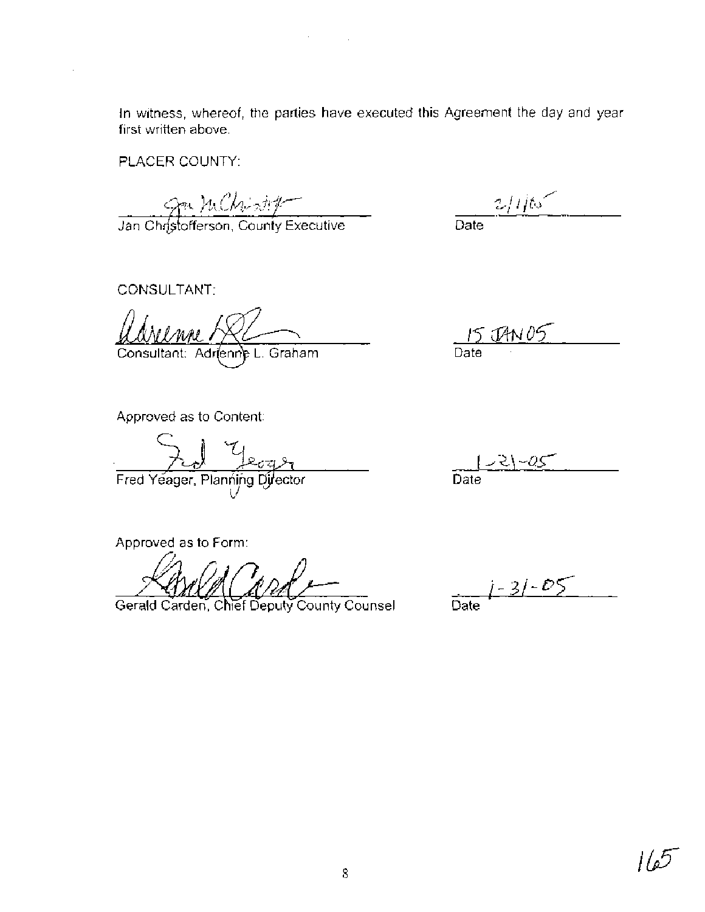In witness, whereof, the parties have executed this Agreement the day and year first written above.

PLACER COUNTY:

Jan Christofferson, County Executive    Date 2/1/05

CONSULTANT:

Consultant: Adrienne L. Graham    Date 15 JAN 05

Approved as to Content:

Fred Yeager, Planning Director    Date 1-21-05

Approved as to Form:

Gerald Carden, Chief Deputy County Counsel    Date 1-31-05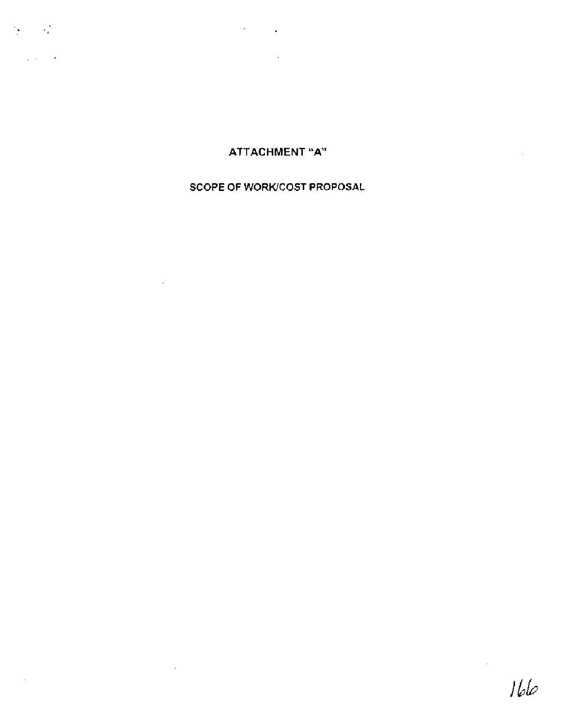# ATTACHMENT "A"

## SCOPE OF WORK/COST PROPOSAL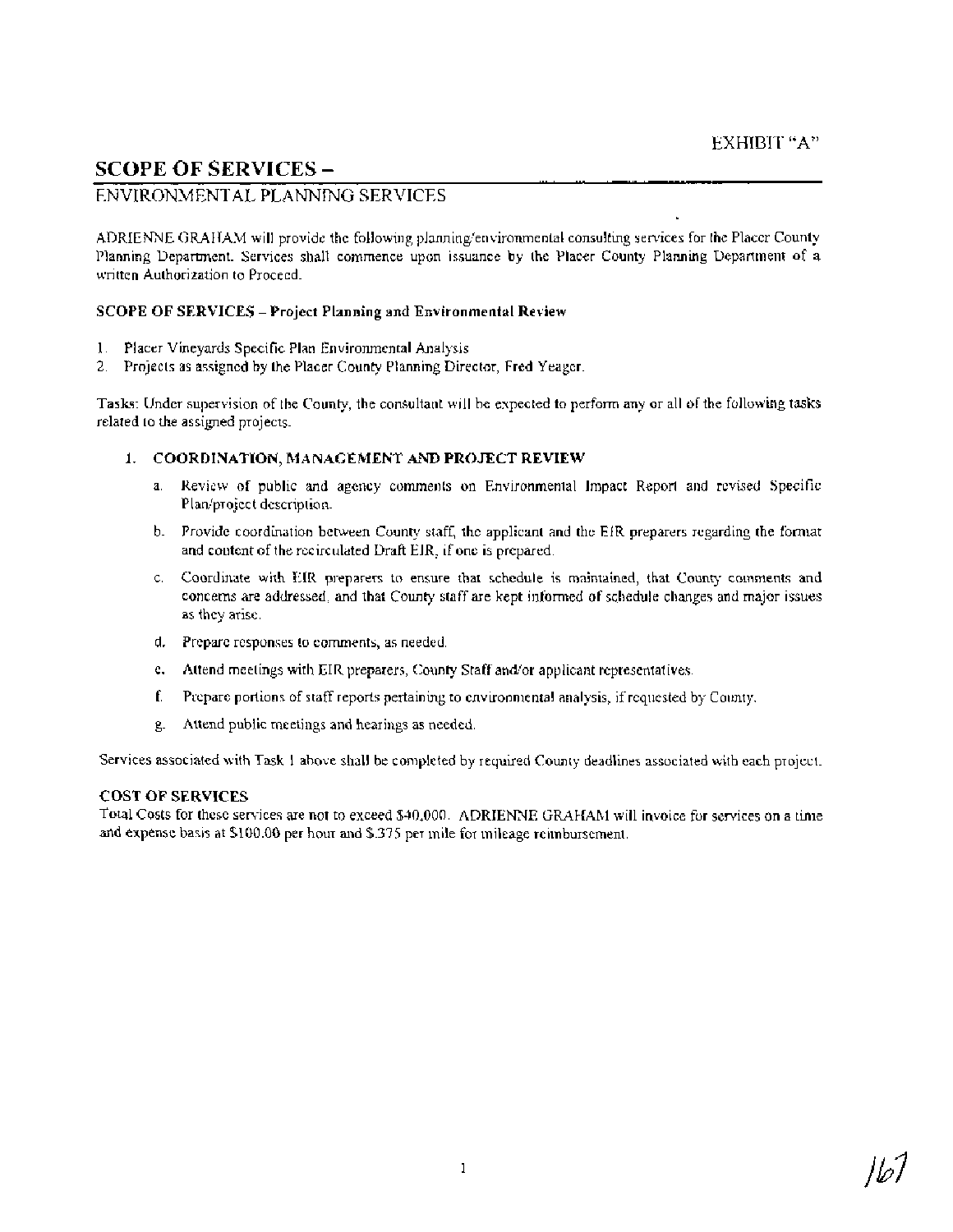EXHIBIT "A"

## SCOPE OF SERVICES –

ENVIRONMENTAL PLANNING SERVICES

ADRIENNE GRAHAM will provide the following planning/environmental consulting services for the Placer County Planning Department. Services shall commence upon issuance by the Placer County Planning Department of a written Authorization to Proceed.

**SCOPE OF SERVICES – Project Planning and Environmental Review**

1. Placer Vineyards Specific Plan Environmental Analysis
2. Projects as assigned by the Placer County Planning Director, Fred Yeager.

Tasks: Under supervision of the County, the consultant will be expected to perform any or all of the following tasks related to the assigned projects.

1. **COORDINATION, MANAGEMENT AND PROJECT REVIEW**

   a. Review of public and agency comments on Environmental Impact Report and revised Specific Plan/project description.

   b. Provide coordination between County staff, the applicant and the EIR preparers regarding the format and content of the recirculated Draft EIR, if one is prepared.

   c. Coordinate with EIR preparers to ensure that schedule is maintained, that County comments and concerns are addressed, and that County staff are kept informed of schedule changes and major issues as they arise.

   d. Prepare responses to comments, as needed.

   e. Attend meetings with EIR preparers, County Staff and/or applicant representatives.

   f. Prepare portions of staff reports pertaining to environmental analysis, if requested by County.

   g. Attend public meetings and hearings as needed.

Services associated with Task 1 above shall be completed by required County deadlines associated with each project.

**COST OF SERVICES**

Total Costs for these services are not to exceed $40,000. ADRIENNE GRAHAM will invoice for services on a time and expense basis at $100.00 per hour and $.375 per mile for mileage reimbursement.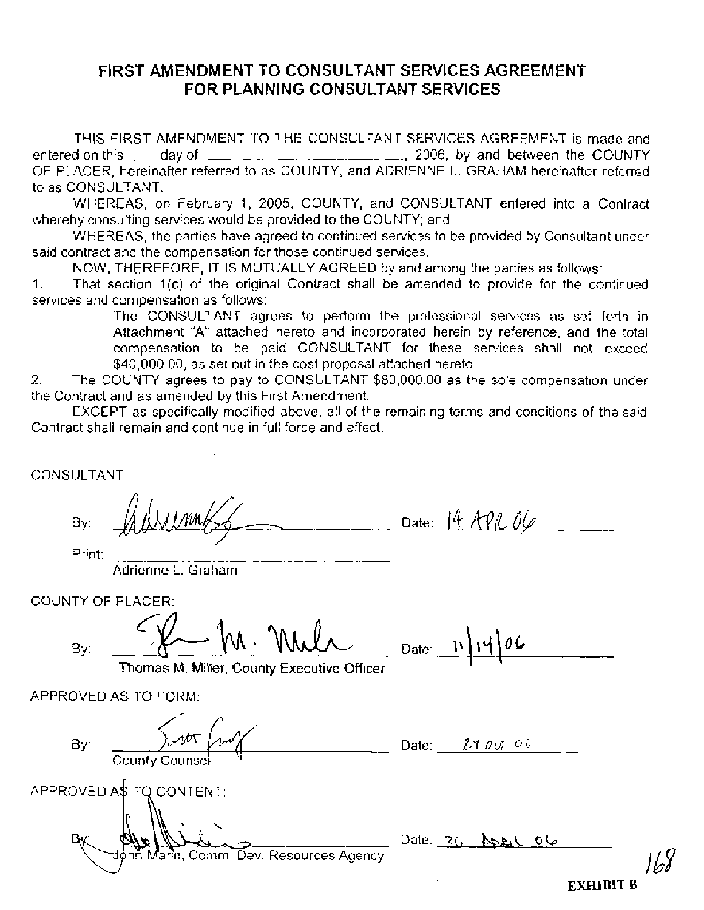# FIRST AMENDMENT TO CONSULTANT SERVICES AGREEMENT FOR PLANNING CONSULTANT SERVICES

THIS FIRST AMENDMENT TO THE CONSULTANT SERVICES AGREEMENT is made and entered on this ____ day of ______________________, 2006, by and between the COUNTY OF PLACER, hereinafter referred to as COUNTY, and ADRIENNE L. GRAHAM hereinafter referred to as CONSULTANT.

WHEREAS, on February 1, 2005, COUNTY, and CONSULTANT entered into a Contract whereby consulting services would be provided to the COUNTY; and

WHEREAS, the parties have agreed to continued services to be provided by Consultant under said contract and the compensation for those continued services.

NOW, THEREFORE, IT IS MUTUALLY AGREED by and among the parties as follows:

1. That section 1(c) of the original Contract shall be amended to provide for the continued services and compensation as follows:

   The CONSULTANT agrees to perform the professional services as set forth in Attachment "A" attached hereto and incorporated herein by reference, and the total compensation to be paid CONSULTANT for these services shall not exceed $40,000.00, as set out in the cost proposal attached hereto.

2. The COUNTY agrees to pay to CONSULTANT $80,000.00 as the sole compensation under the Contract and as amended by this First Amendment.

EXCEPT as specifically modified above, all of the remaining terms and conditions of the said Contract shall remain and continue in full force and effect.

CONSULTANT:

By: ______________________ Date: 14 APR 06

Print: Adrienne L. Graham

COUNTY OF PLACER:

By: ______________________ Date: 11/14/06

Thomas M. Miller, County Executive Officer

APPROVED AS TO FORM:

By: ______________________ Date: 21 OCT 06

County Counsel

APPROVED AS TO CONTENT:

By: ______________________ Date: 26 April 06

John Marin, Comm. Dev. Resources Agency

**EXHIBIT B**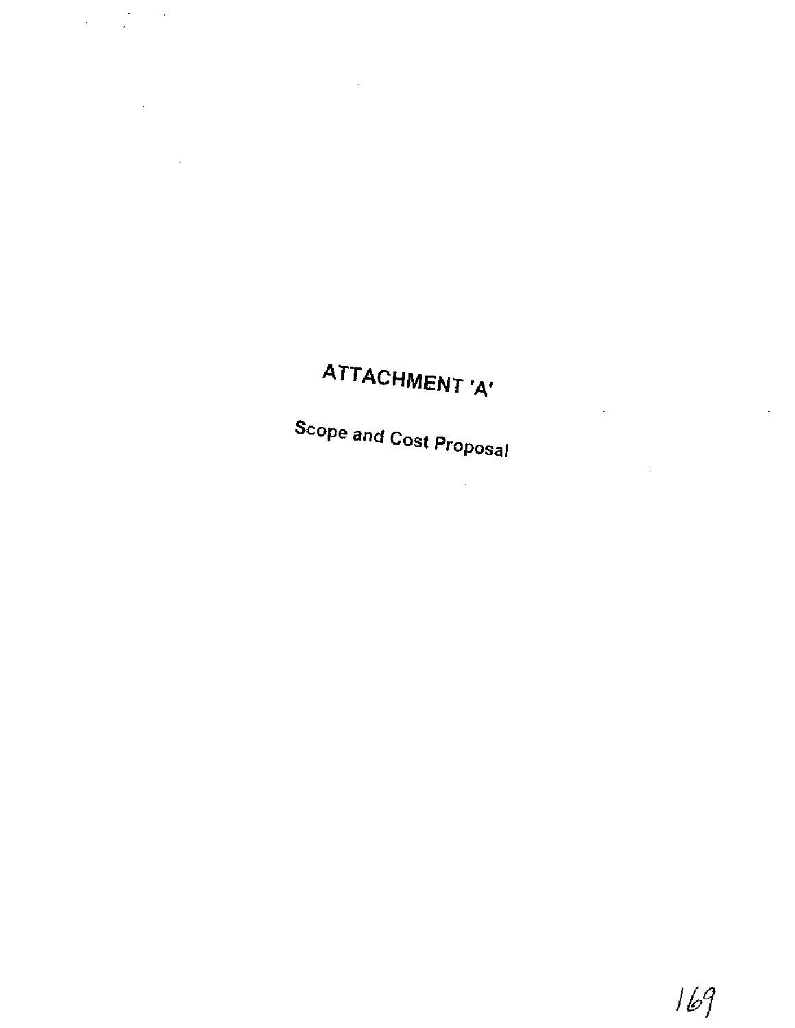# ATTACHMENT 'A'

Scope and Cost Proposal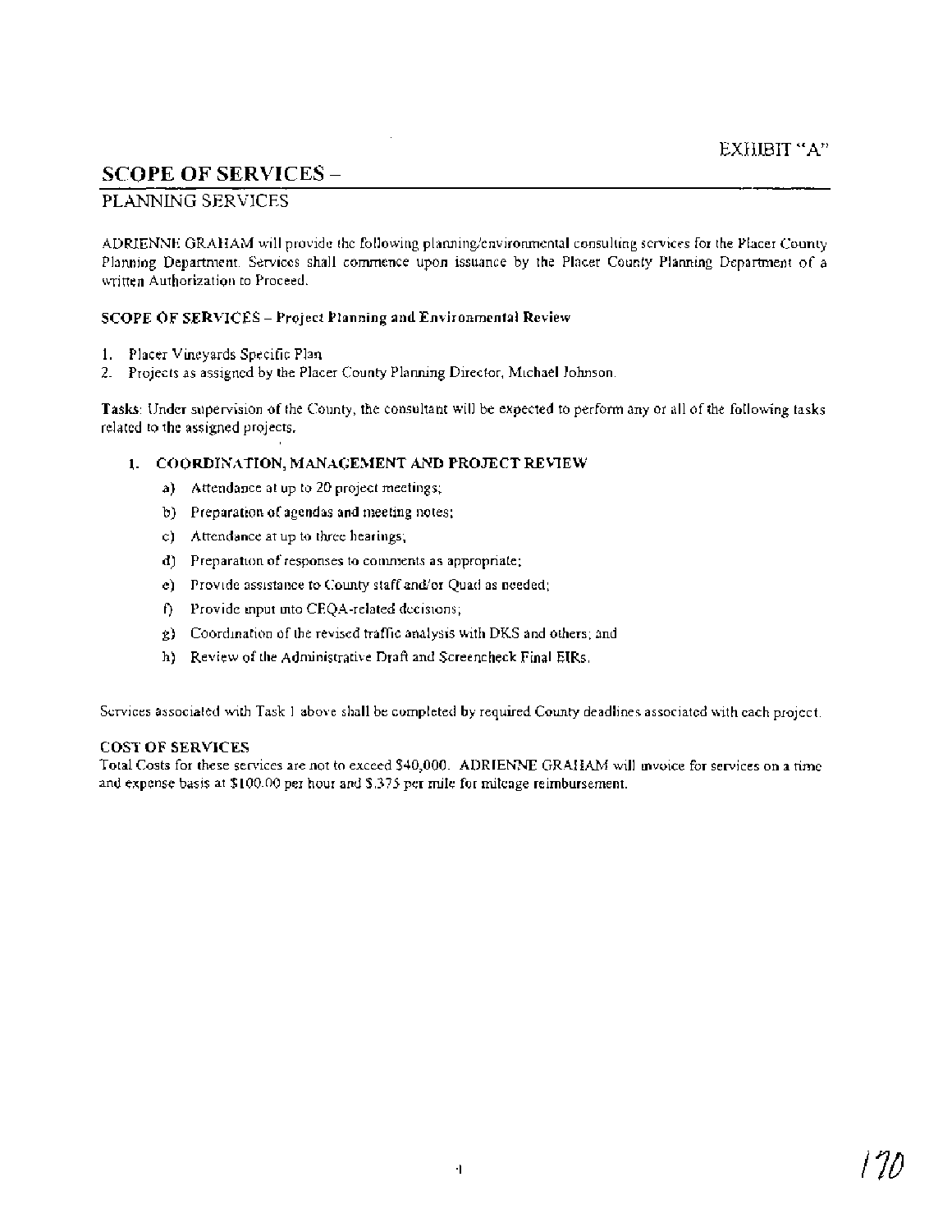EXHIBIT "A"

## SCOPE OF SERVICES –

PLANNING SERVICES

ADRIENNE GRAHAM will provide the following planning/environmental consulting services for the Placer County Planning Department. Services shall commence upon issuance by the Placer County Planning Department of a written Authorization to Proceed.

**SCOPE OF SERVICES – Project Planning and Environmental Review**

1. Placer Vineyards Specific Plan
2. Projects as assigned by the Placer County Planning Director, Michael Johnson.

**Tasks**: Under supervision of the County, the consultant will be expected to perform any or all of the following tasks related to the assigned projects.

### 1. COORDINATION, MANAGEMENT AND PROJECT REVIEW

a) Attendance at up to 20 project meetings;

b) Preparation of agendas and meeting notes;

c) Attendance at up to three hearings;

d) Preparation of responses to comments as appropriate;

e) Provide assistance to County staff and/or Quad as needed;

f) Provide input into CEQA-related decisions;

g) Coordination of the revised traffic analysis with DKS and others; and

h) Review of the Administrative Draft and Screencheck Final EIRs.

Services associated with Task 1 above shall be completed by required County deadlines associated with each project.

**COST OF SERVICES**

Total Costs for these services are not to exceed $40,000. ADRIENNE GRAHAM will invoice for services on a time and expense basis at $100.00 per hour and $.375 per mile for mileage reimbursement.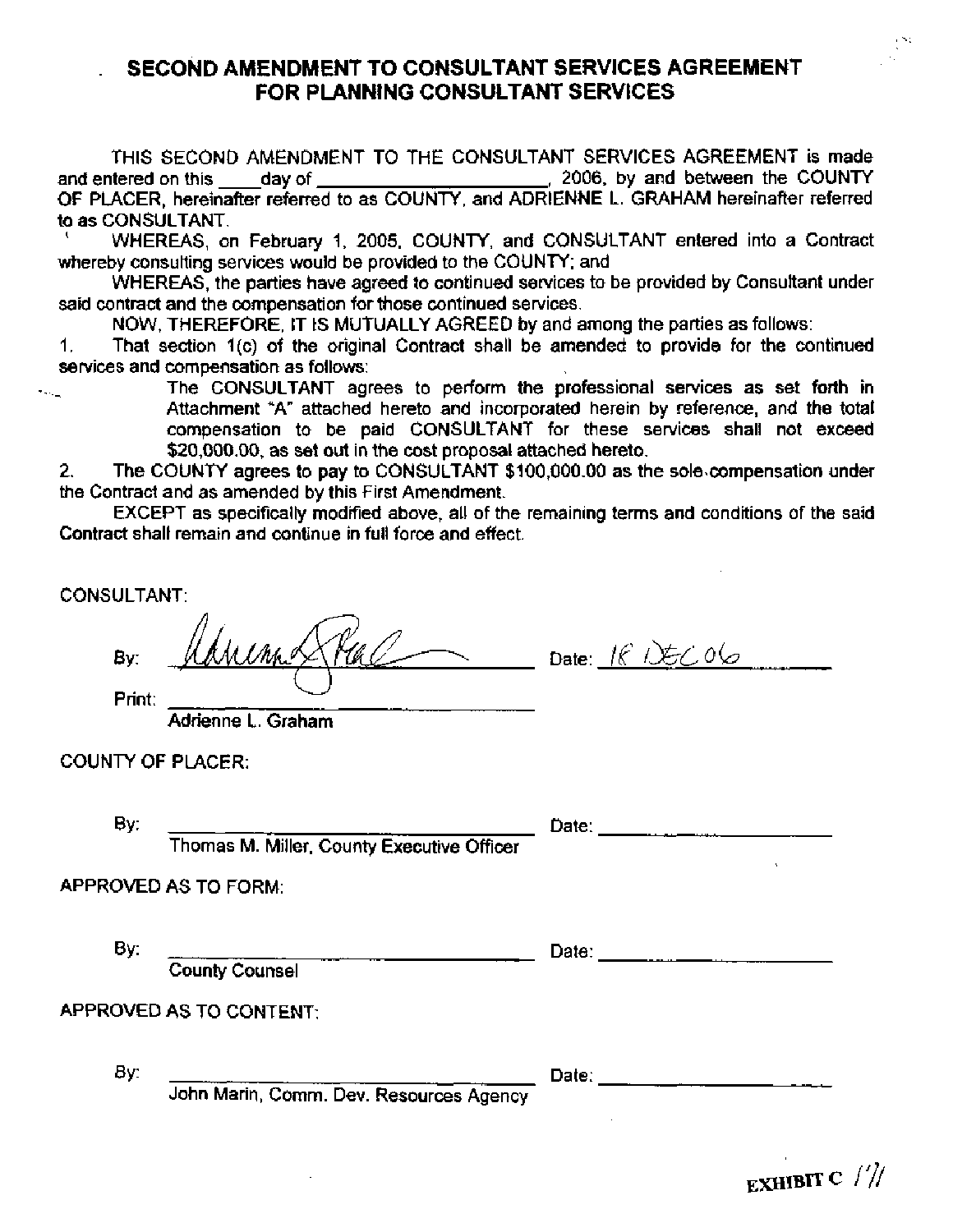# SECOND AMENDMENT TO CONSULTANT SERVICES AGREEMENT FOR PLANNING CONSULTANT SERVICES

THIS SECOND AMENDMENT TO THE CONSULTANT SERVICES AGREEMENT is made and entered on this ____day of ______________________, 2006, by and between the COUNTY OF PLACER, hereinafter referred to as COUNTY, and ADRIENNE L. GRAHAM hereinafter referred to as CONSULTANT.

WHEREAS, on February 1, 2005, COUNTY, and CONSULTANT entered into a Contract whereby consulting services would be provided to the COUNTY; and

WHEREAS, the parties have agreed to continued services to be provided by Consultant under said contract and the compensation for those continued services.

NOW, THEREFORE, IT IS MUTUALLY AGREED by and among the parties as follows:

1. That section 1(c) of the original Contract shall be amended to provide for the continued services and compensation as follows:

   The CONSULTANT agrees to perform the professional services as set forth in Attachment "A" attached hereto and incorporated herein by reference, and the total compensation to be paid CONSULTANT for these services shall not exceed $20,000.00, as set out in the cost proposal attached hereto.

2. The COUNTY agrees to pay to CONSULTANT $100,000.00 as the sole compensation under the Contract and as amended by this First Amendment.

EXCEPT as specifically modified above, all of the remaining terms and conditions of the said Contract shall remain and continue in full force and effect.

CONSULTANT:

By: _[signature]_ Date: 18 DEC 06

Print: Adrienne L. Graham

COUNTY OF PLACER:

By: ______________________ Date: ______________
Thomas M. Miller, County Executive Officer

APPROVED AS TO FORM:

By: ______________________ Date: ______________
County Counsel

APPROVED AS TO CONTENT:

By: ______________________ Date: ______________
John Marin, Comm. Dev. Resources Agency

EXHIBIT C 1/1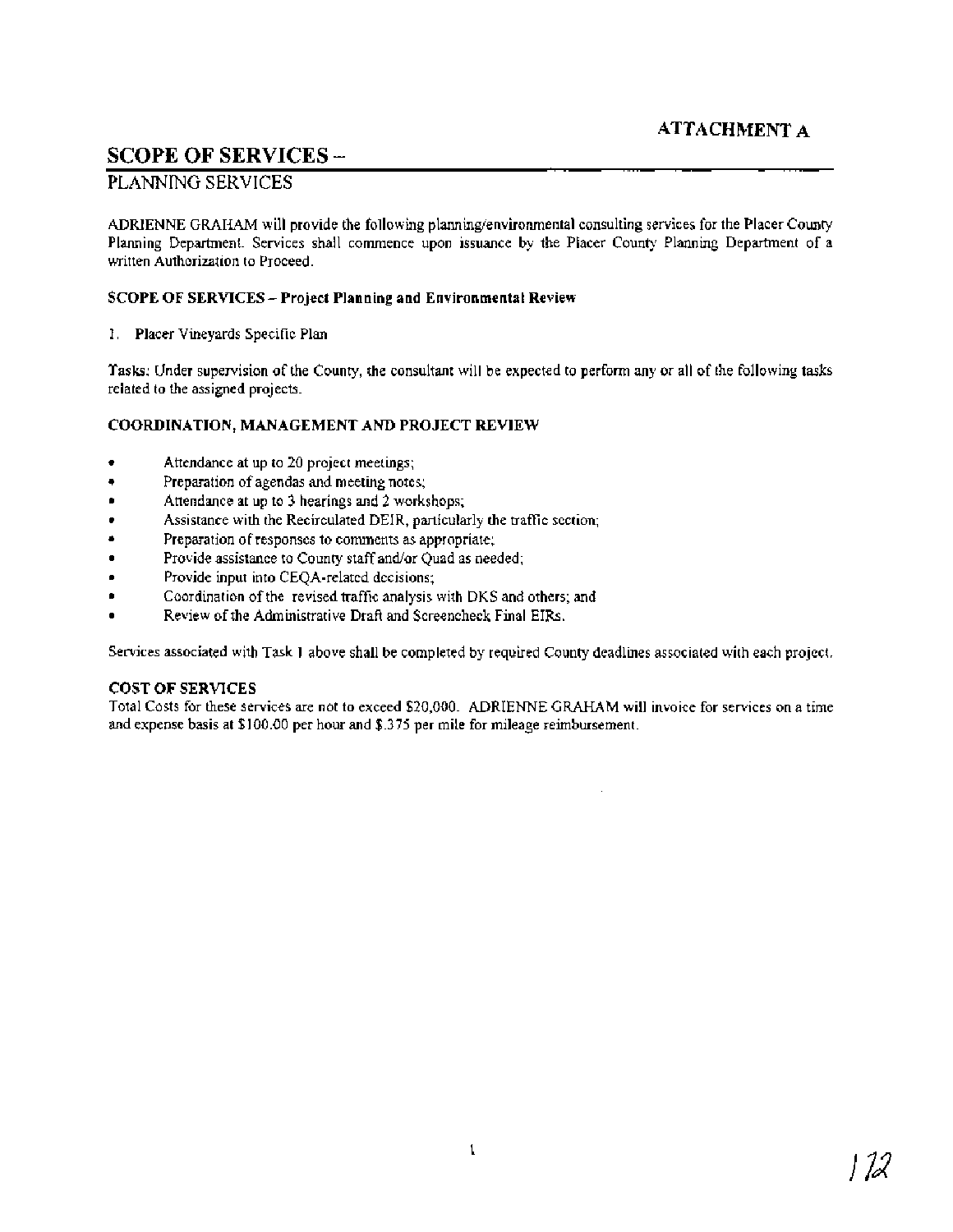**ATTACHMENT A**

# SCOPE OF SERVICES –

## PLANNING SERVICES

ADRIENNE GRAHAM will provide the following planning/environmental consulting services for the Placer County Planning Department. Services shall commence upon issuance by the Placer County Planning Department of a written Authorization to Proceed.

### SCOPE OF SERVICES – Project Planning and Environmental Review

1. **Placer Vineyards Specific Plan**

**Tasks**: Under supervision of the County, the consultant will be expected to perform any or all of the following tasks related to the assigned projects.

### COORDINATION, MANAGEMENT AND PROJECT REVIEW

- Attendance at up to 20 project meetings;
- Preparation of agendas and meeting notes;
- Attendance at up to 3 hearings and 2 workshops;
- Assistance with the Recirculated DEIR, particularly the traffic section;
- Preparation of responses to comments as appropriate;
- Provide assistance to County staff and/or Quad as needed;
- Provide input into CEQA-related decisions;
- Coordination of the revised traffic analysis with DKS and others; and
- Review of the Administrative Draft and Screencheck Final EIRs.

Services associated with Task 1 above shall be completed by required County deadlines associated with each project.

### COST OF SERVICES

Total Costs for these services are not to exceed $20,000. ADRIENNE GRAHAM will invoice for services on a time and expense basis at $100.00 per hour and $.375 per mile for mileage reimbursement.